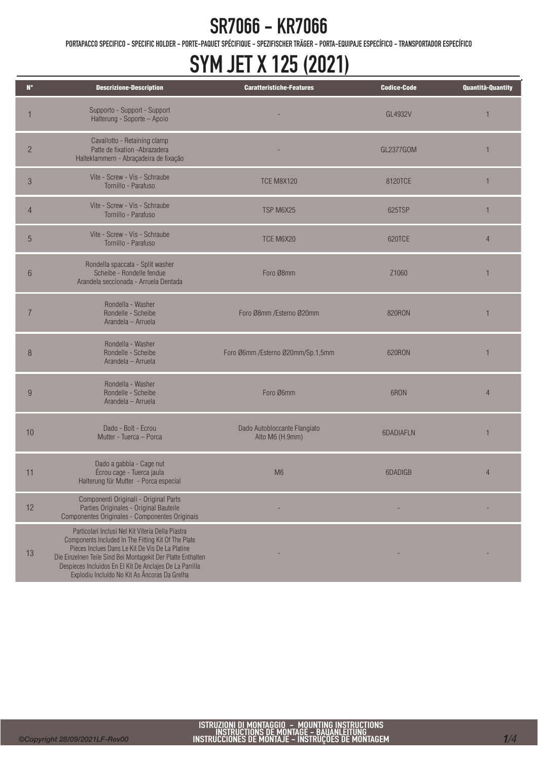# SR7066 - KR7066

PORTAPACCO SPECIFICO - SPECIFIC HOLDER - PORTE-PAQUET SPÉCIFIQUE - SPEZIFISCHER TRÄGER - PORTA-EQUIPAJE ESPECÍFICO - TRANSPORTADOR ESPECÍFICO

# SYM JET X 125 (2021)

| N° | Descrizione-Description | Caratteristiche-Features | Codice-Code | Quantità-Quantity |
|---|---|---|---|---|
| 1 | Supporto - Support - Support Halterung - Soporte – Apoio | - | GL4932V | 1 |
| 2 | Cavallotto - Retaining clamp Patte de fixation -Abrazadera Halteklammern - Abraçadeira de fixação | - | GL2377GOM | 1 |
| 3 | Vite - Screw - Vis - Schraube Tornillo - Parafuso | TCE M8X120 | 8120TCE | 1 |
| 4 | Vite - Screw - Vis - Schraube Tornillo - Parafuso | TSP M6X25 | 625TSP | 1 |
| 5 | Vite - Screw - Vis - Schraube Tornillo - Parafuso | TCE M6X20 | 620TCE | 4 |
| 6 | Rondella spaccata - Split washer Scheibe - Rondelle fendue Arandela seccionada - Arruela Dentada | Foro Ø8mm | Z1060 | 1 |
| 7 | Rondella - Washer Rondelle - Scheibe Arandela – Arruela | Foro Ø8mm /Esterno Ø20mm | 820RON | 1 |
| 8 | Rondella - Washer Rondelle - Scheibe Arandela – Arruela | Foro Ø6mm /Esterno Ø20mm/Sp.1,5mm | 620RON | 1 |
| 9 | Rondella - Washer Rondelle - Scheibe Arandela – Arruela | Foro Ø6mm | 6RON | 4 |
| 10 | Dado - Bolt - Ecrou Mutter - Tuerca – Porca | Dado Autobloccante Flangiato Alto M6 (H.9mm) | 6DADIAFLN | 1 |
| 11 | Dado a gabbia - Cage nut Écrou cage - Tuerca jaula Halterung für Mutter - Porca especial | M6 | 6DADIGB | 4 |
| 12 | Componenti Originali - Original Parts Parties Originales - Original Bauteile Componentes Originales - Componentes Originais | - | - | - |
| 13 | Particolari Inclusi Nel Kit Viteria Della Piastra Components Included In The Fitting Kit Of The Plate Pièces Inclues Dans Le Kit De Vis De La Platine Die Einzelnen Teile Sind Bei Montagekit Der Platte Enthalten Despieces Incluidos En El Kit De Anclajes De La Parrilla Explodiu Incluído No Kit As Âncoras Da Grelha | - | - | - |

ISTRUZIONI DI MONTAGGIO - MOUNTING INSTRUCTIONS
INSTRUCTIONS DE MONTAGE - BAUANLEITUNG
INSTRUCCIONES DE MONTAJE - INSTRUÇÕES DE MONTAGEM

©Copyright 28/09/2021LF-Rev00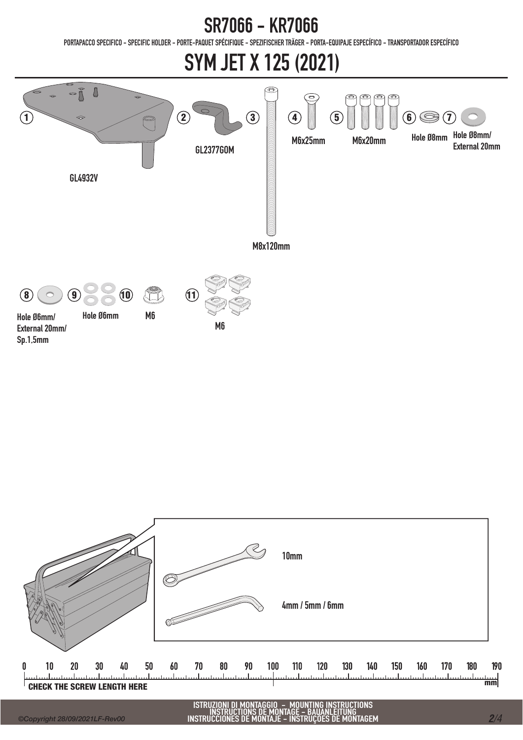# SR7066 - KR7066

PORTAPACCO SPECIFICO - SPECIFIC HOLDER - PORTE-PAQUET SPÉCIFIQUE - SPEZIFISCHER TRÄGER - PORTA-EQUIPAJE ESPECÍFICO - TRANSPORTADOR ESPECÍFICO

# SYM JET X 125 (2021)

1. GL4932V
2. GL2377GOM
3. M8x120mm
4. M6x25mm
5. M6x20mm
6. Hole Ø8mm
7. Hole Ø8mm/ External 20mm
8. Hole Ø6mm/ External 20mm/ Sp.1.5mm
9. Hole Ø6mm
10. M6
11. M6

10mm

4mm / 5mm / 6mm

0 10 20 30 40 50 60 70 80 90 100 110 120 130 140 150 160 170 180 190 mm

CHECK THE SCREW LENGTH HERE

ISTRUZIONI DI MONTAGGIO - MOUNTING INSTRUCTIONS
INSTRUCTIONS DE MONTAGE - BAUANLEITUNG
INSTRUCCIONES DE MONTAJE - INSTRUÇÕES DE MONTAGEM

©Copyright 28/09/2021LF-Rev00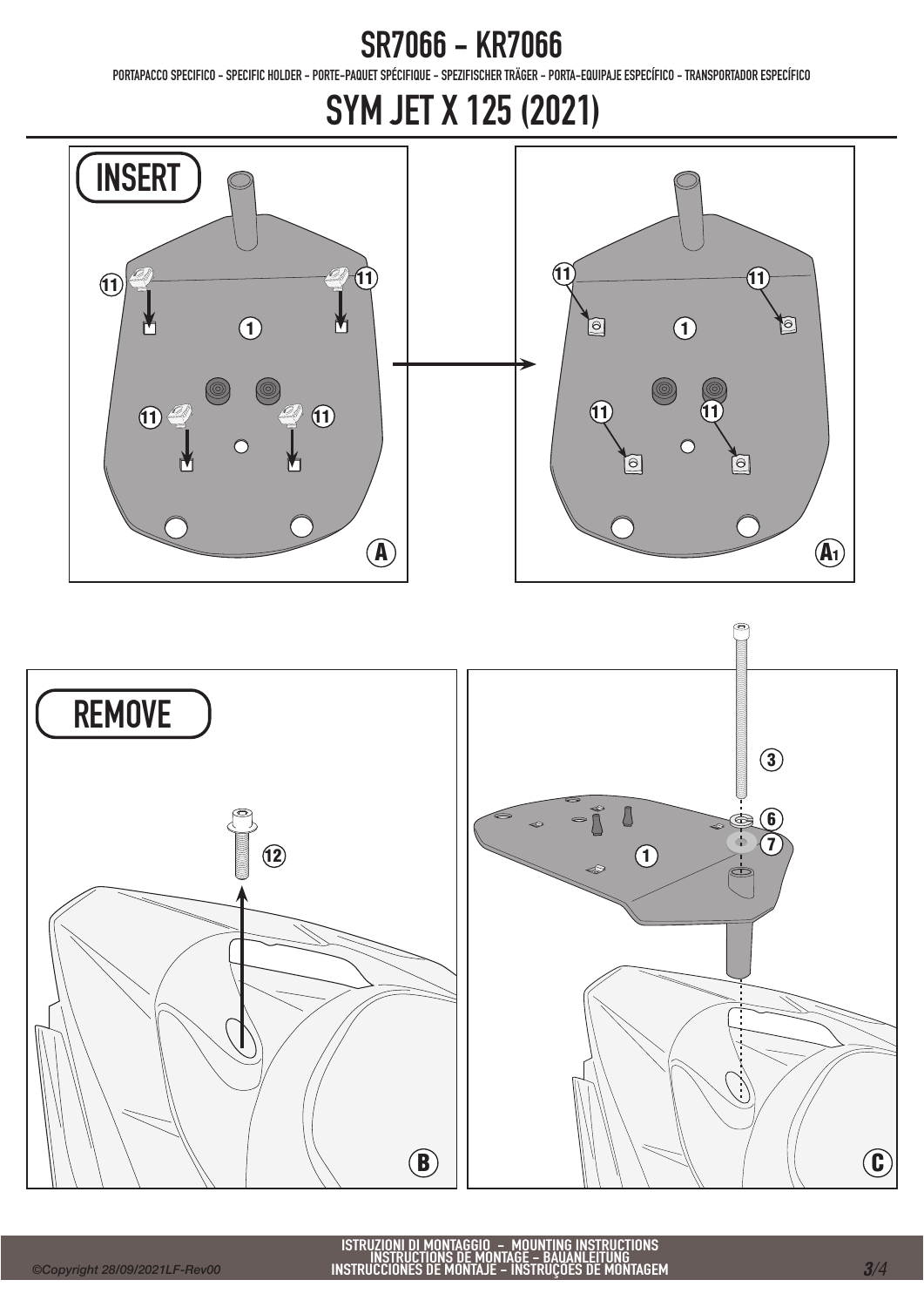# SR7066 - KR7066

PORTAPACCO SPECIFICO - SPECIFIC HOLDER - PORTE-PAQUET SPÉCIFIQUE - SPEZIFISCHER TRÄGER - PORTA-EQUIPAJE ESPECÍFICO - TRANSPORTADOR ESPECÍFICO

## SYM JET X 125 (2021)

INSERT

11 11 1 11 11 A

11 11 1 11 11 A1

REMOVE

12 B

3 6 7 1 C

ISTRUZIONI DI MONTAGGIO - MOUNTING INSTRUCTIONS
INSTRUCTIONS DE MONTAGE - BAUANLEITUNG
INSTRUCCIONES DE MONTAJE - INSTRUÇÕES DE MONTAGEM

©Copyright 28/09/2021LF-Rev00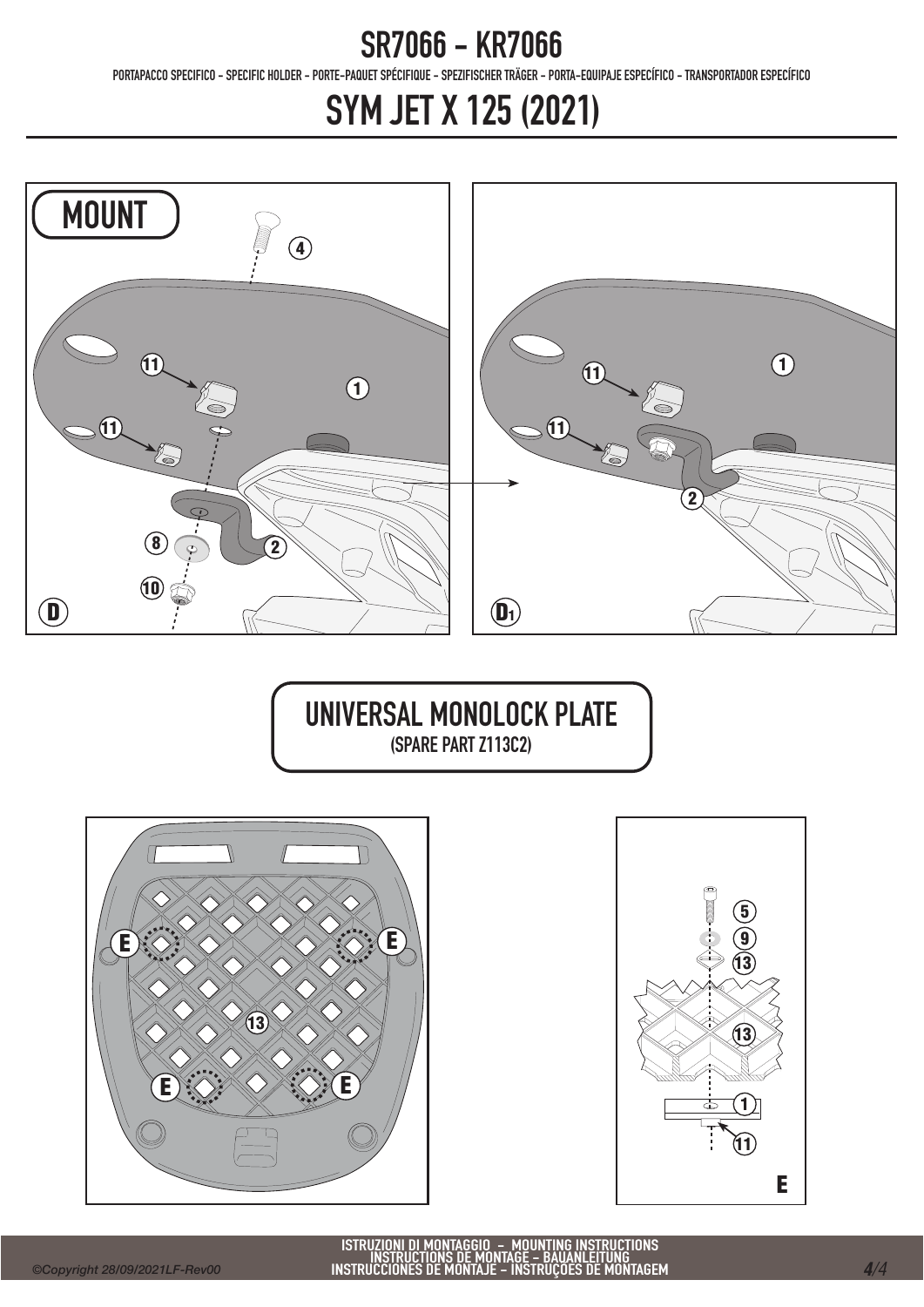# SR7066 - KR7066

PORTAPACCO SPECIFICO - SPECIFIC HOLDER - PORTE-PAQUET SPÉCIFIQUE - SPEZIFISCHER TRÄGER - PORTA-EQUIPAJE ESPECÍFICO - TRANSPORTADOR ESPECÍFICO

# SYM JET X 125 (2021)

## MOUNT

4

11

1

11

8

2

10

D

11

1

11

2

$D_1$

## UNIVERSAL MONOLOCK PLATE

(SPARE PART Z113C2)

E

E

13

E

E

5

9

13

13

1

11

E

ISTRUZIONI DI MONTAGGIO - MOUNTING INSTRUCTIONS
INSTRUCTIONS DE MONTAGE - BAUANLEITUNG
INSTRUCCIONES DE MONTAJE - INSTRUÇOES DE MONTAGEM

©Copyright 28/09/2021LF-Rev00